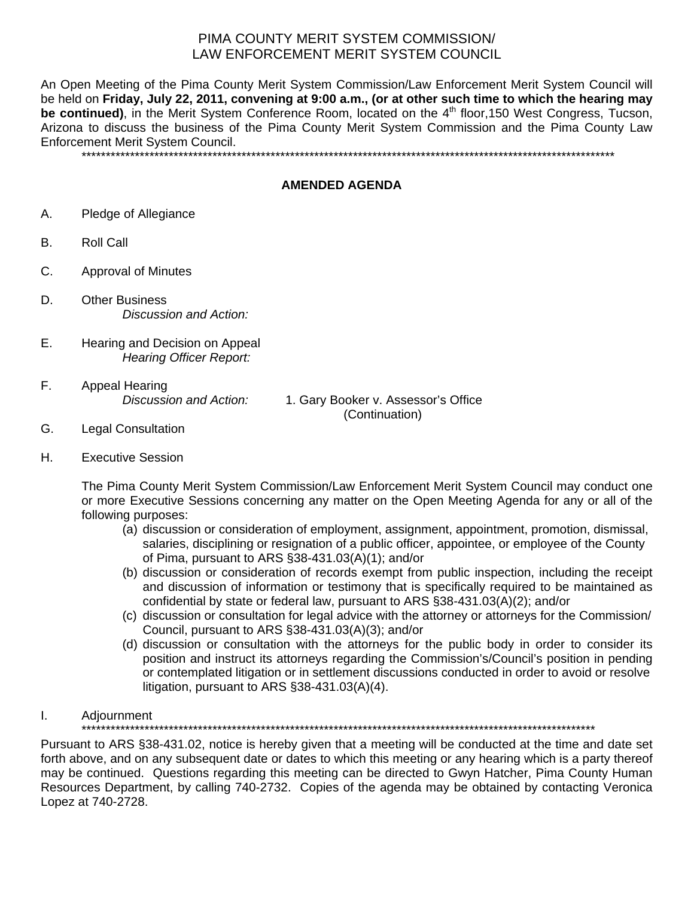# PIMA COUNTY MERIT SYSTEM COMMISSION/
# LAW ENFORCEMENT MERIT SYSTEM COUNCIL

An Open Meeting of the Pima County Merit System Commission/Law Enforcement Merit System Council will be held on **Friday, July 22, 2011, convening at 9:00 a.m., (or at other such time to which the hearing may be continued)**, in the Merit System Conference Room, located on the 4th floor,150 West Congress, Tucson, Arizona to discuss the business of the Pima County Merit System Commission and the Pima County Law Enforcement Merit System Council.

\*\*\*\*\*\*\*\*\*\*\*\*\*\*\*\*\*\*\*\*\*\*\*\*\*\*\*\*\*\*\*\*\*\*\*\*\*\*\*\*\*\*\*\*\*\*\*\*\*\*\*\*\*\*\*\*\*\*\*\*\*\*\*\*\*\*\*\*\*\*\*\*\*\*\*\*\*\*\*\*\*\*\*\*\*\*\*\*\*\*\*\*\*\*\*\*\*\*\*\*\*\*\*\*\*\*\*\*\*

## AMENDED AGENDA

A. Pledge of Allegiance

B. Roll Call

C. Approval of Minutes

D. Other Business
   *Discussion and Action:*

E. Hearing and Decision on Appeal
   *Hearing Officer Report:*

F. Appeal Hearing
   *Discussion and Action:* 1. Gary Booker v. Assessor's Office (Continuation)

G. Legal Consultation

H. Executive Session

   The Pima County Merit System Commission/Law Enforcement Merit System Council may conduct one or more Executive Sessions concerning any matter on the Open Meeting Agenda for any or all of the following purposes:

   (a) discussion or consideration of employment, assignment, appointment, promotion, dismissal, salaries, disciplining or resignation of a public officer, appointee, or employee of the County of Pima, pursuant to ARS §38-431.03(A)(1); and/or
   (b) discussion or consideration of records exempt from public inspection, including the receipt and discussion of information or testimony that is specifically required to be maintained as confidential by state or federal law, pursuant to ARS §38-431.03(A)(2); and/or
   (c) discussion or consultation for legal advice with the attorney or attorneys for the Commission/ Council, pursuant to ARS §38-431.03(A)(3); and/or
   (d) discussion or consultation with the attorneys for the public body in order to consider its position and instruct its attorneys regarding the Commission's/Council's position in pending or contemplated litigation or in settlement discussions conducted in order to avoid or resolve litigation, pursuant to ARS §38-431.03(A)(4).

I. Adjournment

\*\*\*\*\*\*\*\*\*\*\*\*\*\*\*\*\*\*\*\*\*\*\*\*\*\*\*\*\*\*\*\*\*\*\*\*\*\*\*\*\*\*\*\*\*\*\*\*\*\*\*\*\*\*\*\*\*\*\*\*\*\*\*\*\*\*\*\*\*\*\*\*\*\*\*\*\*\*\*\*\*\*\*\*\*\*\*\*\*\*\*\*\*\*\*\*\*\*\*\*\*\*\*\*\*\*\*

Pursuant to ARS §38-431.02, notice is hereby given that a meeting will be conducted at the time and date set forth above, and on any subsequent date or dates to which this meeting or any hearing which is a party thereof may be continued. Questions regarding this meeting can be directed to Gwyn Hatcher, Pima County Human Resources Department, by calling 740-2732. Copies of the agenda may be obtained by contacting Veronica Lopez at 740-2728.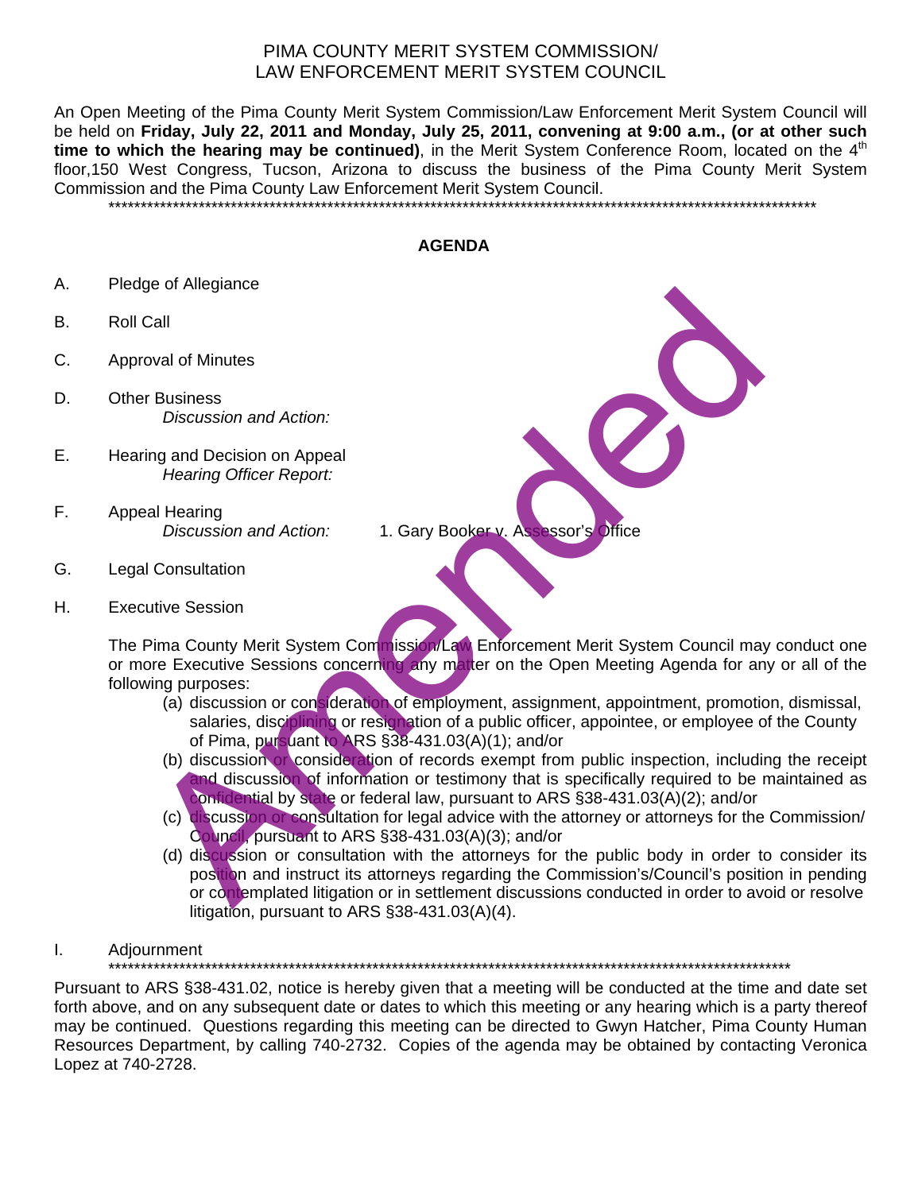# PIMA COUNTY MERIT SYSTEM COMMISSION/
# LAW ENFORCEMENT MERIT SYSTEM COUNCIL

An Open Meeting of the Pima County Merit System Commission/Law Enforcement Merit System Council will be held on **Friday, July 22, 2011 and Monday, July 25, 2011, convening at 9:00 a.m., (or at other such time to which the hearing may be continued)**, in the Merit System Conference Room, located on the 4th floor,150 West Congress, Tucson, Arizona to discuss the business of the Pima County Merit System Commission and the Pima County Law Enforcement Merit System Council.

\*\*\*\*\*\*\*\*\*\*\*\*\*\*\*\*\*\*\*\*\*\*\*\*\*\*\*\*\*\*\*\*\*\*\*\*\*\*\*\*\*\*\*\*\*\*\*\*\*\*\*\*\*\*\*\*\*\*\*\*\*\*\*\*\*\*\*\*\*\*\*\*\*\*\*\*\*\*\*\*\*\*\*\*\*\*\*\*\*\*\*\*\*\*\*\*\*\*\*\*\*\*\*\*\*\*

## AGENDA

A. Pledge of Allegiance

B. Roll Call

C. Approval of Minutes

D. Other Business
   *Discussion and Action:*

E. Hearing and Decision on Appeal
   *Hearing Officer Report:*

F. Appeal Hearing
   *Discussion and Action:* 1. Gary Booker v. Assessor's Office

G. Legal Consultation

H. Executive Session

The Pima County Merit System Commission/Law Enforcement Merit System Council may conduct one or more Executive Sessions concerning any matter on the Open Meeting Agenda for any or all of the following purposes:

(a) discussion or consideration of employment, assignment, appointment, promotion, dismissal, salaries, disciplining or resignation of a public officer, appointee, or employee of the County of Pima, pursuant to ARS §38-431.03(A)(1); and/or

(b) discussion or consideration of records exempt from public inspection, including the receipt and discussion of information or testimony that is specifically required to be maintained as confidential by state or federal law, pursuant to ARS §38-431.03(A)(2); and/or

(c) discussion or consultation for legal advice with the attorney or attorneys for the Commission/Council, pursuant to ARS §38-431.03(A)(3); and/or

(d) discussion or consultation with the attorneys for the public body in order to consider its position and instruct its attorneys regarding the Commission's/Council's position in pending or contemplated litigation or in settlement discussions conducted in order to avoid or resolve litigation, pursuant to ARS §38-431.03(A)(4).

I. Adjournment

\*\*\*\*\*\*\*\*\*\*\*\*\*\*\*\*\*\*\*\*\*\*\*\*\*\*\*\*\*\*\*\*\*\*\*\*\*\*\*\*\*\*\*\*\*\*\*\*\*\*\*\*\*\*\*\*\*\*\*\*\*\*\*\*\*\*\*\*\*\*\*\*\*\*\*\*\*\*\*\*\*\*\*\*\*\*\*\*\*\*\*\*\*\*\*\*\*\*\*\*\*\*\*\*\*\*

Pursuant to ARS §38-431.02, notice is hereby given that a meeting will be conducted at the time and date set forth above, and on any subsequent date or dates to which this meeting or any hearing which is a party thereof may be continued. Questions regarding this meeting can be directed to Gwyn Hatcher, Pima County Human Resources Department, by calling 740-2732. Copies of the agenda may be obtained by contacting Veronica Lopez at 740-2728.

Amended